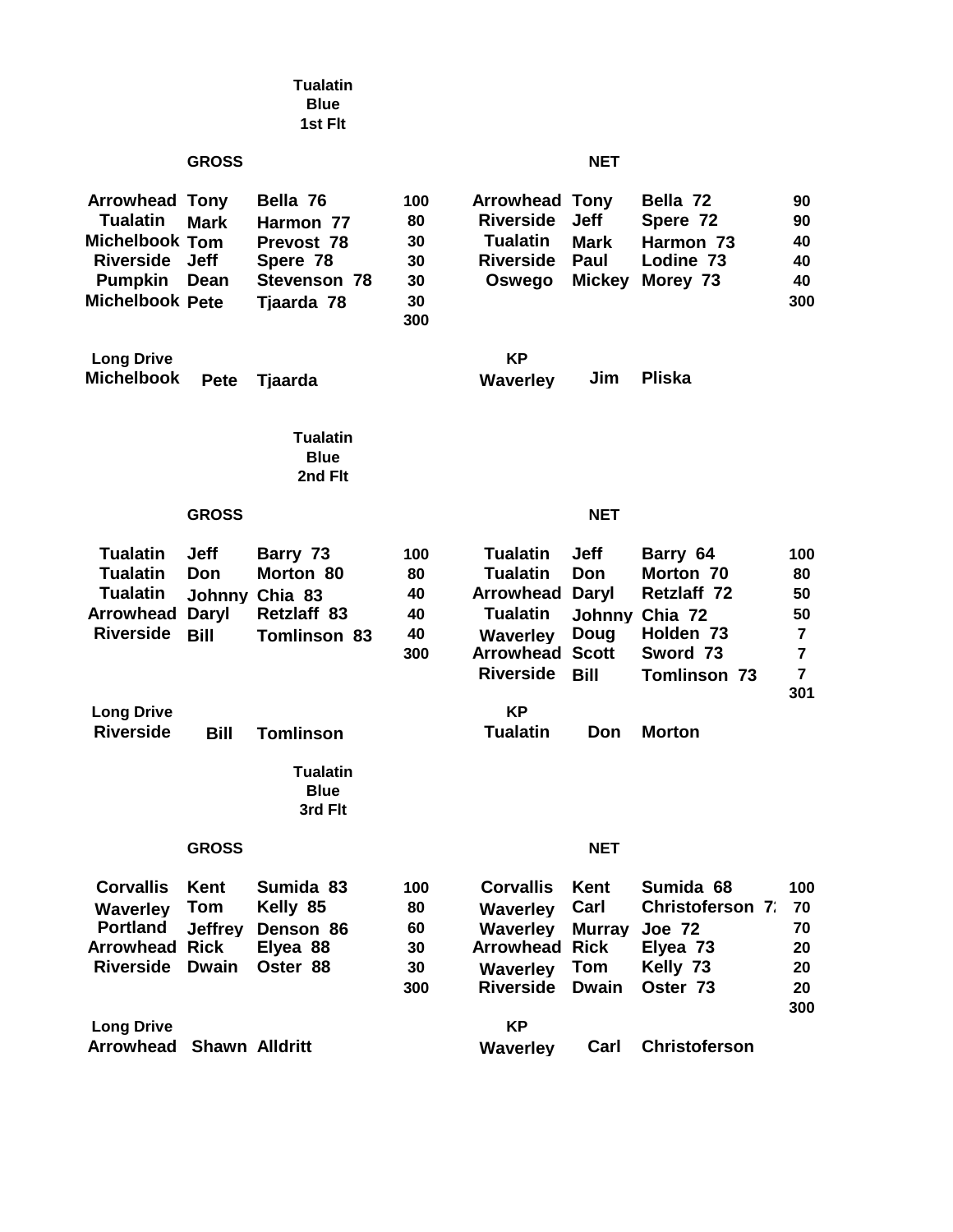## Tualatin Blue 1st Flt

| GROSS | | | | NET | | | |
|---|---|---|---|---|---|---|---|
| Arrowhead | Tony | Bella 76 | 100 | Arrowhead | Tony | Bella 72 | 90 |
| Tualatin | Mark | Harmon 77 | 80 | Riverside | Jeff | Spere 72 | 90 |
| Michelbook | Tom | Prevost 78 | 30 | Tualatin | Mark | Harmon 73 | 40 |
| Riverside | Jeff | Spere 78 | 30 | Riverside | Paul | Lodine 73 | 40 |
| Pumpkin | Dean | Stevenson 78 | 30 | Oswego | Mickey | Morey 73 | 40 |
| Michelbook | Pete | Tjaarda 78 | 30 | | | | 300 |
| | | | 300 | | | | |

| Long Drive | | | KP | | |
|---|---|---|---|---|---|
| Michelbook | Pete | Tjaarda | Waverley | Jim | Pliska |

## Tualatin Blue 2nd Flt

| GROSS | | | | NET | | | |
|---|---|---|---|---|---|---|---|
| Tualatin | Jeff | Barry 73 | 100 | Tualatin | Jeff | Barry 64 | 100 |
| Tualatin | Don | Morton 80 | 80 | Tualatin | Don | Morton 70 | 80 |
| Tualatin | Johnny | Chia 83 | 40 | Arrowhead | Daryl | Retzlaff 72 | 50 |
| Arrowhead | Daryl | Retzlaff 83 | 40 | Tualatin | Johnny | Chia 72 | 50 |
| Riverside | Bill | Tomlinson 83 | 40 | Waverley | Doug | Holden 73 | 7 |
| | | | 300 | Arrowhead | Scott | Sword 73 | 7 |
| | | | | Riverside | Bill | Tomlinson 73 | 7 |
| | | | | | | | 301 |

| Long Drive | | | KP | | |
|---|---|---|---|---|---|
| Riverside | Bill | Tomlinson | Tualatin | Don | Morton |

## Tualatin Blue 3rd Flt

| GROSS | | | | NET | | | |
|---|---|---|---|---|---|---|---|
| Corvallis | Kent | Sumida 83 | 100 | Corvallis | Kent | Sumida 68 | 100 |
| Waverley | Tom | Kelly 85 | 80 | Waverley | Carl | Christoferson 7: | 70 |
| Portland | Jeffrey | Denson 86 | 60 | Waverley | Murray | Joe 72 | 70 |
| Arrowhead | Rick | Elyea 88 | 30 | Arrowhead | Rick | Elyea 73 | 20 |
| Riverside | Dwain | Oster 88 | 30 | Waverley | Tom | Kelly 73 | 20 |
| | | | 300 | Riverside | Dwain | Oster 73 | 20 |
| | | | | | | | 300 |

| Long Drive | | | KP | | |
|---|---|---|---|---|---|
| Arrowhead | Shawn | Alldritt | Waverley | Carl | Christoferson |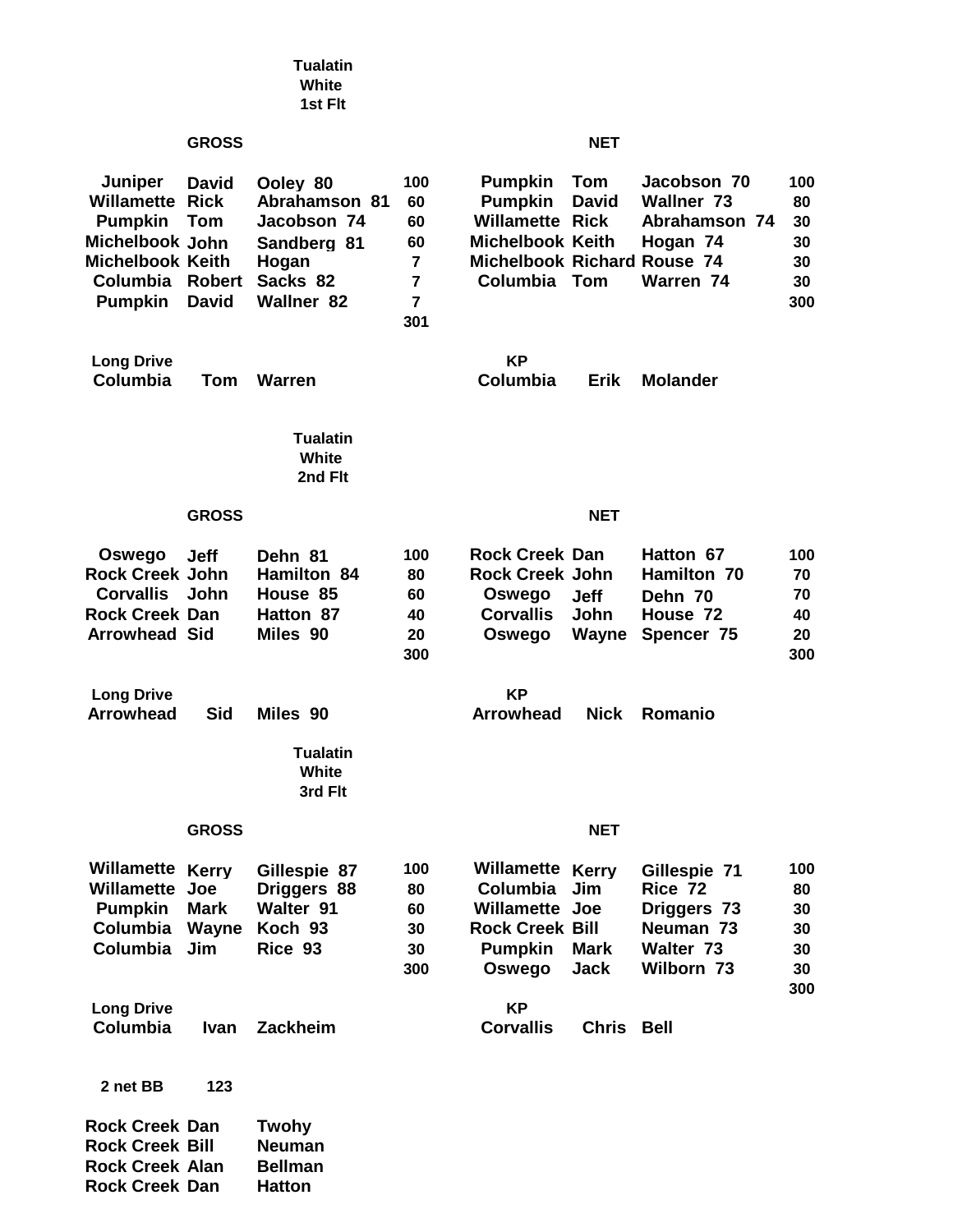**Tualatin**
**White**
**1st Flt**

| GROSS | | | | NET | | | |
|---|---|---|---|---|---|---|---|
| Juniper David | | Ooley 80 | 100 | Pumpkin | Tom | Jacobson 70 | 100 |
| Willamette | Rick | Abrahamson 81 | 60 | Pumpkin | David | Wallner 73 | 80 |
| Pumpkin | Tom | Jacobson 74 | 60 | Willamette | Rick | Abrahamson 74 | 30 |
| Michelbook | John | Sandberg 81 | 60 | Michelbook | Keith | Hogan 74 | 30 |
| Michelbook | Keith | Hogan | 7 | Michelbook | Richard | Rouse 74 | 30 |
| Columbia | Robert | Sacks 82 | 7 | Columbia | Tom | Warren 74 | 30 |
| Pumpkin | David | Wallner 82 | 7 | | | | 300 |
| | | | 301 | | | | |

| Long Drive | | | KP | | |
|---|---|---|---|---|---|
| Columbia | Tom | Warren | Columbia | Erik | Molander |

**Tualatin**
**White**
**2nd Flt**

| GROSS | | | | NET | | | |
|---|---|---|---|---|---|---|---|
| Oswego | Jeff | Dehn 81 | 100 | Rock Creek | Dan | Hatton 67 | 100 |
| Rock Creek | John | Hamilton 84 | 80 | Rock Creek | John | Hamilton 70 | 70 |
| Corvallis | John | House 85 | 60 | Oswego | Jeff | Dehn 70 | 70 |
| Rock Creek | Dan | Hatton 87 | 40 | Corvallis | John | House 72 | 40 |
| Arrowhead | Sid | Miles 90 | 20 | Oswego | Wayne | Spencer 75 | 20 |
| | | | 300 | | | | 300 |

| Long Drive | | | KP | | |
|---|---|---|---|---|---|
| Arrowhead | Sid | Miles 90 | Arrowhead | Nick | Romanio |

**Tualatin**
**White**
**3rd Flt**

| GROSS | | | | NET | | | |
|---|---|---|---|---|---|---|---|
| Willamette | Kerry | Gillespie 87 | 100 | Willamette | Kerry | Gillespie 71 | 100 |
| Willamette | Joe | Driggers 88 | 80 | Columbia | Jim | Rice 72 | 80 |
| Pumpkin | Mark | Walter 91 | 60 | Willamette | Joe | Driggers 73 | 30 |
| Columbia | Wayne | Koch 93 | 30 | Rock Creek | Bill | Neuman 73 | 30 |
| Columbia | Jim | Rice 93 | 30 | Pumpkin | Mark | Walter 73 | 30 |
| | | | 300 | Oswego | Jack | Wilborn 73 | 30 |
| | | | | | | | 300 |

| Long Drive | | | KP | | |
|---|---|---|---|---|---|
| Columbia | Ivan | Zackheim | Corvallis | Chris | Bell |

**2 net BB** **123**

| | | |
|---|---|---|
| Rock Creek | Dan | Twohy |
| Rock Creek | Bill | Neuman |
| Rock Creek | Alan | Bellman |
| Rock Creek | Dan | Hatton |